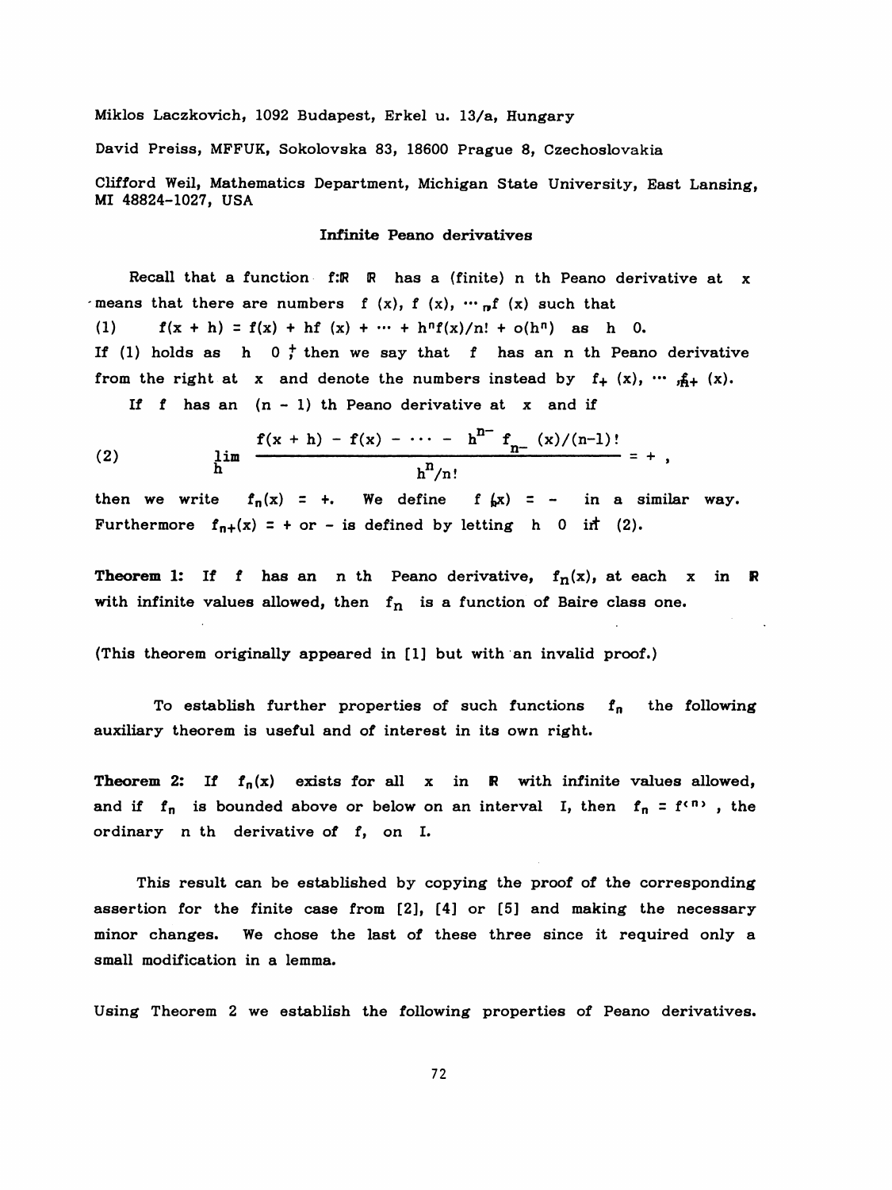Miklos Laczkovich, 1092 Budapest, Erkel u. 13/a, Hungary

David Preiss, MFFUK, Sokolovska 83, 18600 Prague 8, Czechoslovakia

Clifford Weil, Mathematics Department, Michigan State University, East Lansing, MI 48824-1027, USA

## Infinite Peano derivatives

Recall that a function $f:\mathbb{R} \to \mathbb{R}$ has a (finite) n th Peano derivative at $x$ means that there are numbers $f_1(x), f_2(x), \cdots, f_n(x)$ such that

$$(1) \qquad f(x + h) = f(x) + hf_1(x) + \cdots + h^n f_n(x)/n! + o(h^n) \quad \text{as} \quad h \to 0.$$

If (1) holds as $h \to 0^+$ then we say that $f$ has an n th Peano derivative from the right at $x$ and denote the numbers instead by $f_{1+}(x), \cdots, f_{n+}(x)$.

If $f$ has an $(n - 1)$ th Peano derivative at $x$ and if

$$(2) \qquad \lim_{h \to 0} \frac{f(x + h) - f(x) - \cdots - h^{n-1} f_{n-1}(x)/(n-1)!}{h^n/n!} = +\infty,$$

then we write $f_n(x) = +\infty$. We define $f_n(x) = -\infty$ in a similar way. Furthermore $f_{n+}(x) = +\infty$ or $-\infty$ is defined by letting $h \to 0^+$ in (2).

**Theorem 1:** If $f$ has an n th Peano derivative, $f_n(x)$, at each $x$ in $\mathbb{R}$ with infinite values allowed, then $f_n$ is a function of Baire class one.

(This theorem originally appeared in [1] but with an invalid proof.)

To establish further properties of such functions $f_n$ the following auxiliary theorem is useful and of interest in its own right.

**Theorem 2:** If $f_n(x)$ exists for all $x$ in $\mathbb{R}$ with infinite values allowed, and if $f_n$ is bounded above or below on an interval I, then $f_n = f^{(n)}$, the ordinary n th derivative of f, on I.

This result can be established by copying the proof of the corresponding assertion for the finite case from [2], [4] or [5] and making the necessary minor changes. We chose the last of these three since it required only a small modification in a lemma.

Using Theorem 2 we establish the following properties of Peano derivatives.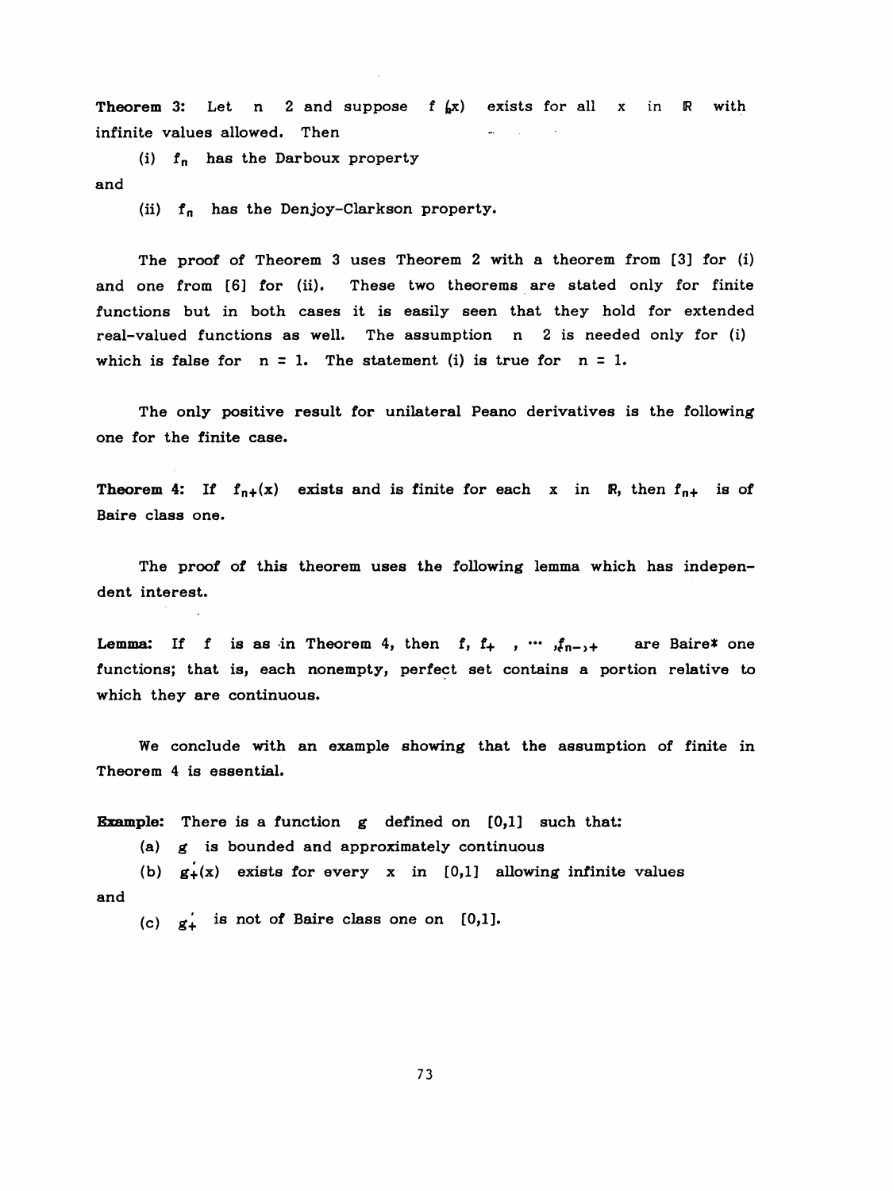**Theorem 3:** Let $n \geq 2$ and suppose $f_n(x)$ exists for all $x$ in $\mathbb{R}$ with infinite values allowed. Then

(i) $f_n$ has the Darboux property

and

(ii) $f_n$ has the Denjoy-Clarkson property.

The proof of Theorem 3 uses Theorem 2 with a theorem from [3] for (i) and one from [6] for (ii). These two theorems are stated only for finite functions but in both cases it is easily seen that they hold for extended real-valued functions as well. The assumption $n \geq 2$ is needed only for (i) which is false for $n = 1$. The statement (i) is true for $n = 1$.

The only positive result for unilateral Peano derivatives is the following one for the finite case.

**Theorem 4:** If $f_{n+}(x)$ exists and is finite for each $x$ in $\mathbb{R}$, then $f_{n+}$ is of Baire class one.

The proof of this theorem uses the following lemma which has independent interest.

**Lemma:** If $f$ is as in Theorem 4, then $f, f_+, \cdots, f_{n-1+}$ are Baire* one functions; that is, each nonempty, perfect set contains a portion relative to which they are continuous.

We conclude with an example showing that the assumption of finite in Theorem 4 is essential.

**Example:** There is a function $g$ defined on $[0,1]$ such that:

(a) $g$ is bounded and approximately continuous

(b) $g_+^{\cdot}(x)$ exists for every $x$ in $[0,1]$ allowing infinite values

and

(c) $g_+^{\cdot}$ is not of Baire class one on $[0,1]$.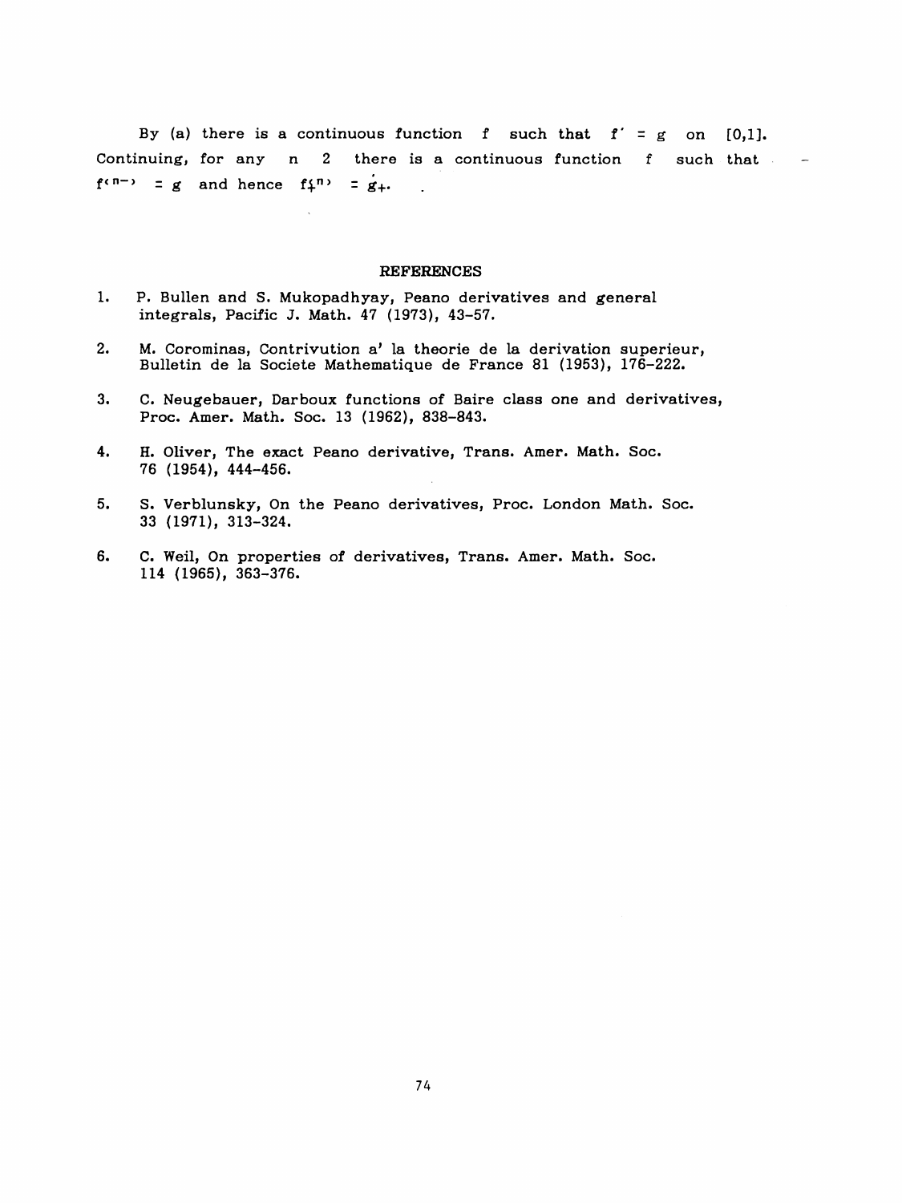By (a) there is a continuous function $f$ such that $f' = g$ on $[0,1]$. Continuing, for any $n$ 2 there is a continuous function $f$ such that $f^{(n-)} = g$ and hence $f_+^{(n)} = \dot{g}_+$.

## REFERENCES

1. P. Bullen and S. Mukopadhyay, Peano derivatives and general integrals, Pacific J. Math. 47 (1973), 43-57.

2. M. Corominas, Contrivution a' la theorie de la derivation superieur, Bulletin de la Societe Mathematique de France 81 (1953), 176-222.

3. C. Neugebauer, Darboux functions of Baire class one and derivatives, Proc. Amer. Math. Soc. 13 (1962), 838-843.

4. H. Oliver, The exact Peano derivative, Trans. Amer. Math. Soc. 76 (1954), 444-456.

5. S. Verblunsky, On the Peano derivatives, Proc. London Math. Soc. 33 (1971), 313-324.

6. C. Weil, On properties of derivatives, Trans. Amer. Math. Soc. 114 (1965), 363-376.